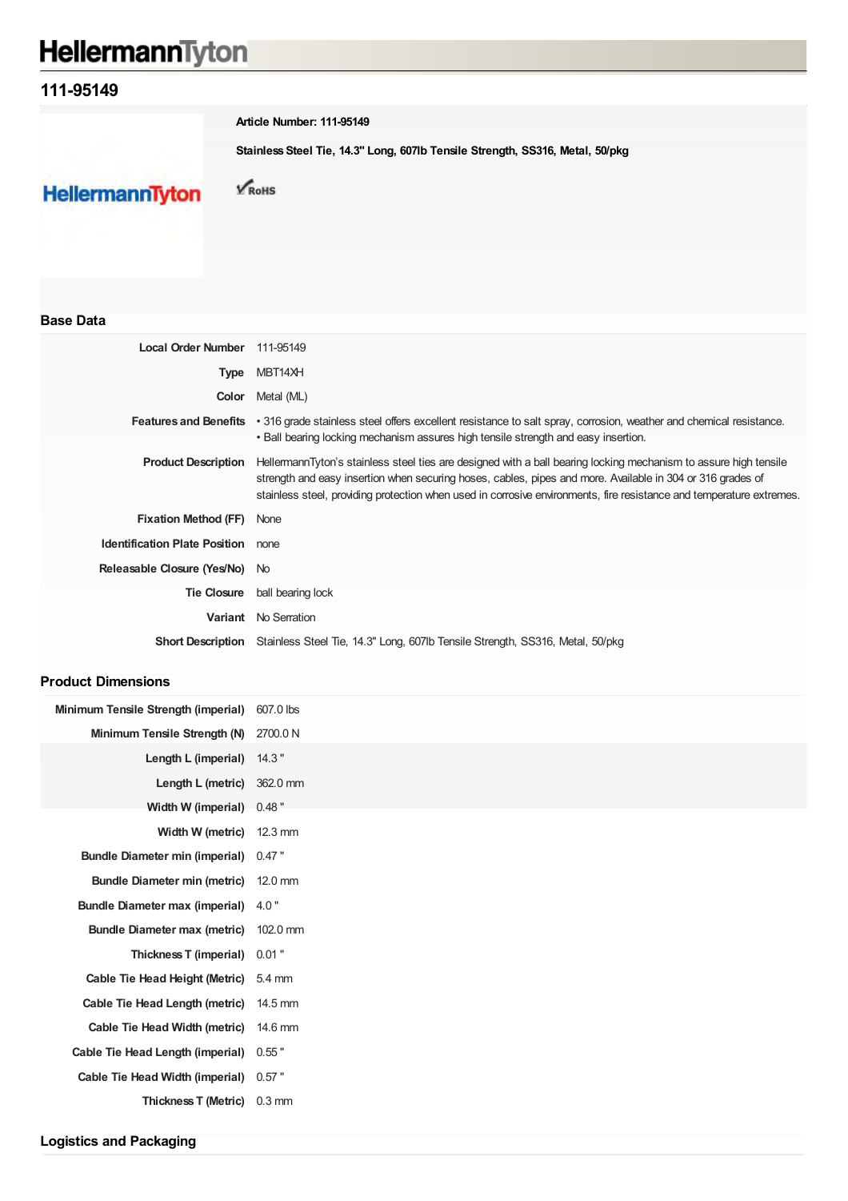# 111-95149

**Article Number: 111-95149**

**Stainless Steel Tie, 14.3" Long, 607lb Tensile Strength, SS316, Metal, 50/pkg**

RoHS

## Base Data

| | |
|---|---|
| **Local Order Number** | 111-95149 |
| **Type** | MBT14XH |
| **Color** | Metal (ML) |
| **Features and Benefits** | • 316 grade stainless steel offers excellent resistance to salt spray, corrosion, weather and chemical resistance.<br>• Ball bearing locking mechanism assures high tensile strength and easy insertion. |
| **Product Description** | HellermannTyton's stainless steel ties are designed with a ball bearing locking mechanism to assure high tensile strength and easy insertion when securing hoses, cables, pipes and more. Available in 304 or 316 grades of stainless steel, providing protection when used in corrosive environments, fire resistance and temperature extremes. |
| **Fixation Method (FF)** | None |
| **Identification Plate Position** | none |
| **Releasable Closure (Yes/No)** | No |
| **Tie Closure** | ball bearing lock |
| **Variant** | No Serration |
| **Short Description** | Stainless Steel Tie, 14.3" Long, 607lb Tensile Strength, SS316, Metal, 50/pkg |

## Product Dimensions

| | |
|---|---|
| **Minimum Tensile Strength (imperial)** | 607.0 lbs |
| **Minimum Tensile Strength (N)** | 2700.0 N |
| **Length L (imperial)** | 14.3 " |
| **Length L (metric)** | 362.0 mm |
| **Width W (imperial)** | 0.48 " |
| **Width W (metric)** | 12.3 mm |
| **Bundle Diameter min (imperial)** | 0.47 " |
| **Bundle Diameter min (metric)** | 12.0 mm |
| **Bundle Diameter max (imperial)** | 4.0 " |
| **Bundle Diameter max (metric)** | 102.0 mm |
| **Thickness T (imperial)** | 0.01 " |
| **Cable Tie Head Height (Metric)** | 5.4 mm |
| **Cable Tie Head Length (metric)** | 14.5 mm |
| **Cable Tie Head Width (metric)** | 14.6 mm |
| **Cable Tie Head Length (imperial)** | 0.55 " |
| **Cable Tie Head Width (imperial)** | 0.57 " |
| **Thickness T (Metric)** | 0.3 mm |

## Logistics and Packaging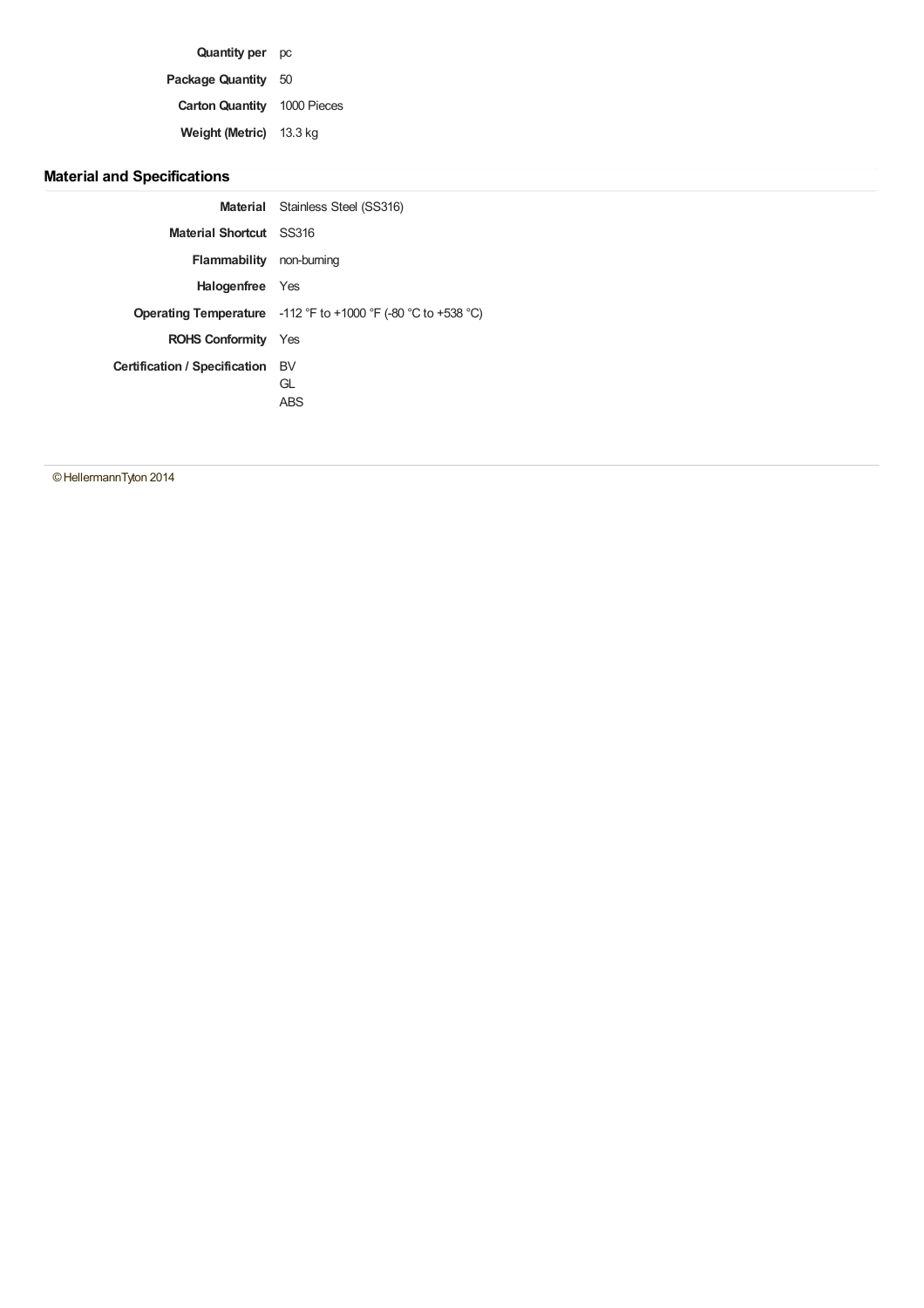| | |
|---|---|
| **Quantity per** | pc |
| **Package Quantity** | 50 |
| **Carton Quantity** | 1000 Pieces |
| **Weight (Metric)** | 13.3 kg |

## Material and Specifications

| | |
|---|---|
| **Material** | Stainless Steel (SS316) |
| **Material Shortcut** | SS316 |
| **Flammability** | non-burning |
| **Halogenfree** | Yes |
| **Operating Temperature** | -112 °F to +1000 °F (-80 °C to +538 °C) |
| **ROHS Conformity** | Yes |
| **Certification / Specification** | BV<br>GL<br>ABS |

© HellermannTyton 2014